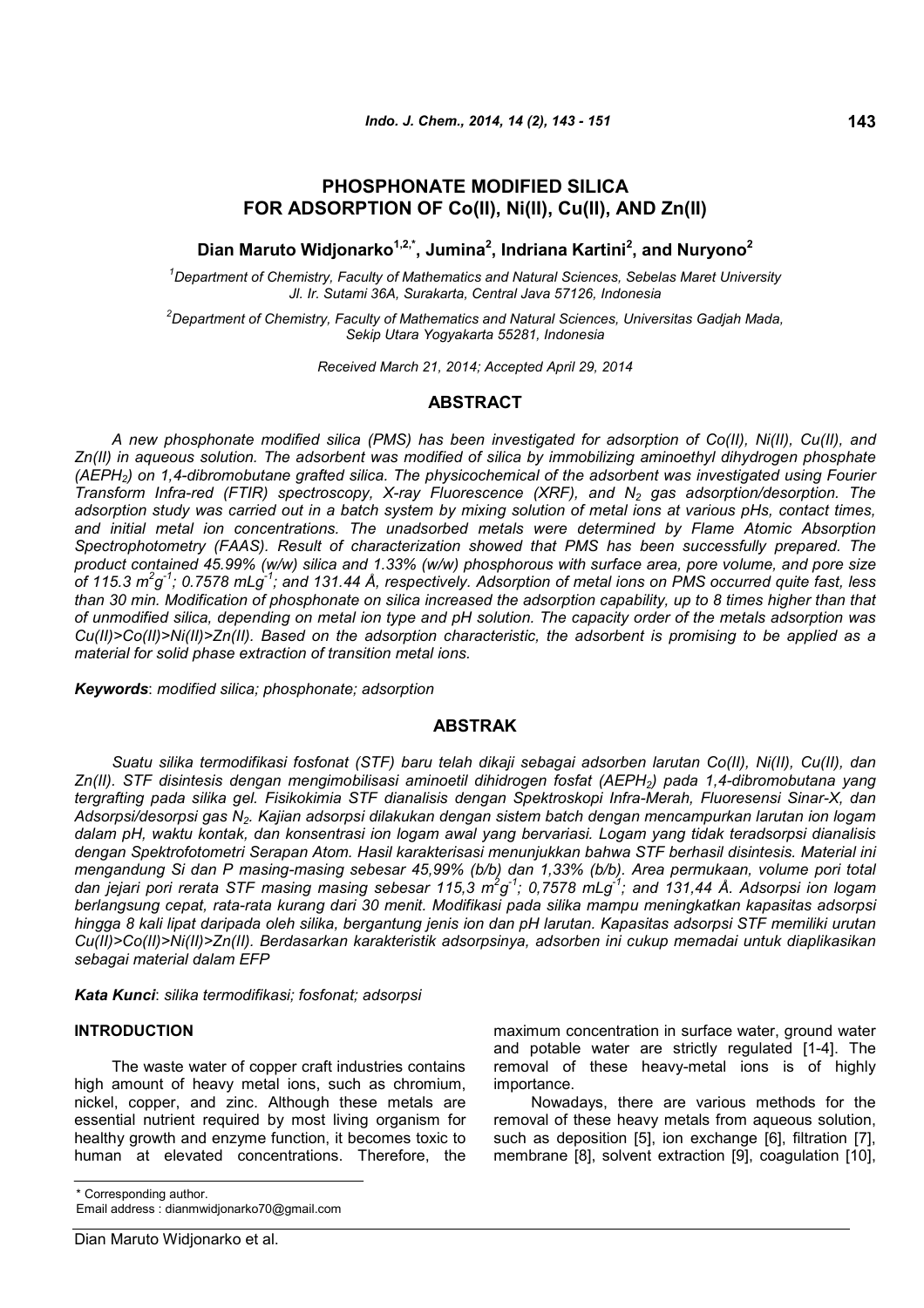# PHOSPHONATE MODIFIED SILICA FOR ADSORPTION OF Co(II), Ni(II), Cu(II), AND Zn(II)

**Dian Maruto Widjonarko[1,2,*], Jumina[2], Indriana Kartini[2], and Nuryono[2]**

[1]*Department of Chemistry, Faculty of Mathematics and Natural Sciences, Sebelas Maret University Jl. Ir. Sutami 36A, Surakarta, Central Java 57126, Indonesia*

[2]*Department of Chemistry, Faculty of Mathematics and Natural Sciences, Universitas Gadjah Mada, Sekip Utara Yogyakarta 55281, Indonesia*

*Received March 21, 2014; Accepted April 29, 2014*

## ABSTRACT

*A new phosphonate modified silica (PMS) has been investigated for adsorption of Co(II), Ni(II), Cu(II), and Zn(II) in aqueous solution. The adsorbent was modified of silica by immobilizing aminoethyl dihydrogen phosphate ($AEPH_2$) on 1,4-dibromobutane grafted silica. The physicochemical of the adsorbent was investigated using Fourier Transform Infra-red (FTIR) spectroscopy, X-ray Fluorescence (XRF), and $N_2$ gas adsorption/desorption. The adsorption study was carried out in a batch system by mixing solution of metal ions at various pHs, contact times, and initial metal ion concentrations. The unadsorbed metals were determined by Flame Atomic Absorption Spectrophotometry (FAAS). Result of characterization showed that PMS has been successfully prepared. The product contained 45.99% (w/w) silica and 1.33% (w/w) phosphorous with surface area, pore volume, and pore size of 115.3 $m^2g^{-1}$; 0.7578 $mLg^{-1}$; and 131.44 Å, respectively. Adsorption of metal ions on PMS occurred quite fast, less than 30 min. Modification of phosphonate on silica increased the adsorption capability, up to 8 times higher than that of unmodified silica, depending on metal ion type and pH solution. The capacity order of the metals adsorption was Cu(II)>Co(II)>Ni(II)>Zn(II). Based on the adsorption characteristic, the adsorbent is promising to be applied as a material for solid phase extraction of transition metal ions.*

***Keywords***: *modified silica; phosphonate; adsorption*

## ABSTRAK

*Suatu silika termodifikasi fosfonat (STF) baru telah dikaji sebagai adsorben larutan Co(II), Ni(II), Cu(II), dan Zn(II). STF disintesis dengan mengimobilisasi aminoetil dihidrogen fosfat ($AEPH_2$) pada 1,4-dibromobutana yang tergrafting pada silika gel. Fisikokimia dari STF dianalisis dengan Spektroskopi Infra-Merah, Fluoresensi Sinar-X, dan Adsorpsi/desorpsi gas $N_2$. Kajian adsorpsi dilakukan dengan sistem batch dengan mencampurkan larutan ion logam dalam pH, waktu kontak, dan konsentrasi ion logam awal yang bervariasi. Logam yang tidak teradsorpsi dianalisis dengan Spektrofotometri Serapan Atom. Hasil karakterisasi menunjukkan bahwa STF berhasil disintesis. Material ini mengandung Si dan P masing-masing sebesar 45,99% (b/b) dan 1,33% (b/b). Area permukaan, volume pori total dan jejari pori rerata STF masing masing sebesar 115,3 $m^2g^{-1}$; 0,7578 $mLg^{-1}$; and 131,44 Å. Adsorpsi ion logam berlangsung cepat, rata-rata kurang dari 30 menit. Modifikasi pada silika mampu meningkatkan kapasitas adsorpsi hingga 8 kali lipat daripada oleh silika, bergantung jenis ion dan pH larutan. Kapasitas adsorpsi STF memiliki urutan Cu(II)>Co(II)>Ni(II)>Zn(II). Berdasarkan karakteristik adsorpsinya, adsorben ini cukup memadai untuk diaplikasikan sebagai material dalam EFP*

***Kata Kunci***: *silika termodifikasi; fosfonat; adsorpsi*

## INTRODUCTION

The waste water of copper craft industries contains high amount of heavy metal ions, such as chromium, nickel, copper, and zinc. Although these metals are essential nutrient required by most living organism for healthy growth and enzyme function, it becomes toxic to human at elevated concentrations. Therefore, the maximum concentration in surface water, ground water and potable water are strictly regulated [1-4]. The removal of these heavy-metal ions is of highly importance.

Nowadays, there are various methods for the removal of these heavy metals from aqueous solution, such as deposition [5], ion exchange [6], filtration [7], membrane [8], solvent extraction [9], coagulation [10],

\* Corresponding author.
Email address : dianmwidjonarko70@gmail.com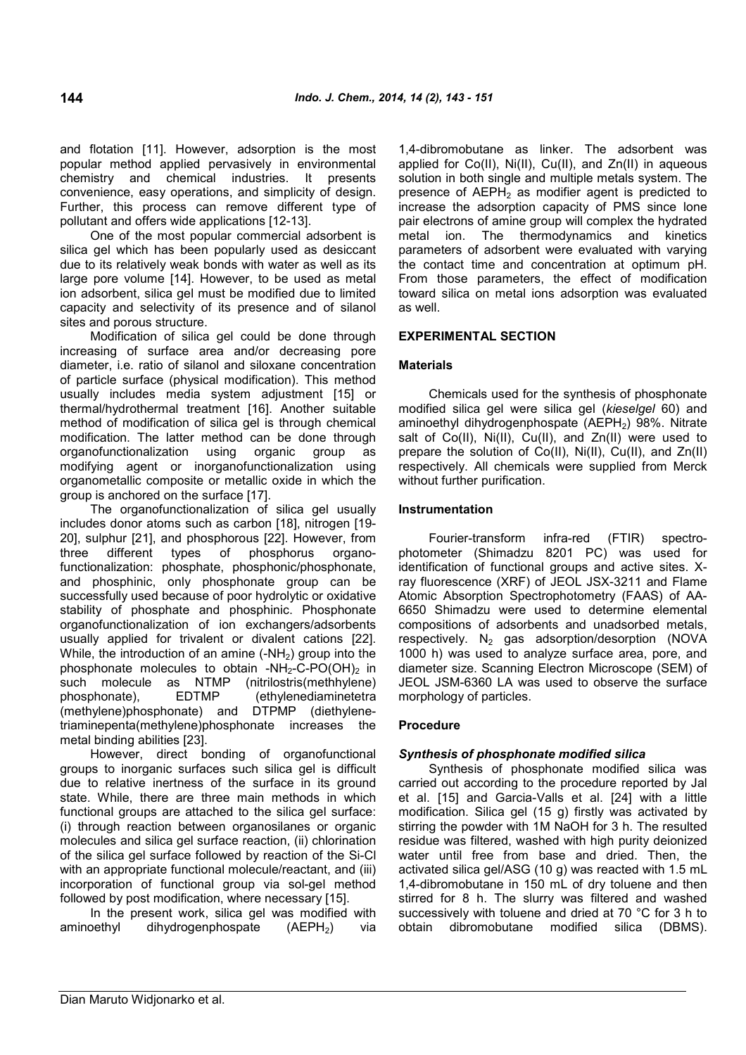and flotation [11]. However, adsorption is the most popular method applied pervasively in environmental chemistry and chemical industries. It presents convenience, easy operations, and simplicity of design. Further, this process can remove different type of pollutant and offers wide applications [12-13].

One of the most popular commercial adsorbent is silica gel which has been popularly used as desiccant due to its relatively weak bonds with water as well as its large pore volume [14]. However, to be used as metal ion adsorbent, silica gel must be modified due to limited capacity and selectivity of its presence and of silanol sites and porous structure.

Modification of silica gel could be done through increasing of surface area and/or decreasing pore diameter, i.e. ratio of silanol and siloxane concentration of particle surface (physical modification). This method usually includes media system adjustment [15] or thermal/hydrothermal treatment [16]. Another suitable method of modification of silica gel is through chemical modification. The latter method can be done through organofunctionalization using organic group as modifying agent or inorganofunctionalization using organometallic composite or metallic oxide in which the group is anchored on the surface [17].

The organofunctionalization of silica gel usually includes donor atoms such as carbon [18], nitrogen [19-20], sulphur [21], and phosphorous [22]. However, from three different types of phosphorus organofunctionalization: phosphate, phosphonic/phosphonate, and phosphinic, only phosphonate group can be successfully used because of poor hydrolytic or oxidative stability of phosphate and phosphinic. Phosphonate organofunctionalization of ion exchangers/adsorbents usually applied for trivalent or divalent cations [22]. While, the introduction of an amine ($-NH_2$) group into the phosphonate molecules to obtain $-NH_2-C-PO(OH)_2$ in such molecule as NTMP (nitrilostris(methhylene) phosphonate), EDTMP (ethylenediaminetetra (methylene)phosphonate) and DTPMP (diethylenetriaminepenta(methylene)phosphonate increases the metal binding abilities [23].

However, direct bonding of organofunctional groups to inorganic surfaces such silica gel is difficult due to relative inertness of the surface in its ground state. While, there are three main methods in which functional groups are attached to the silica gel surface: (i) through reaction between organosilanes or organic molecules and silica gel surface reaction, (ii) chlorination of the silica gel surface followed by reaction of the Si-Cl with an appropriate functional molecule/reactant, and (iii) incorporation of functional group via sol-gel method followed by post modification, where necessary [15].

In the present work, silica gel was modified with aminoethyl dihydrogenphospate ($AEPH_2$) via 1,4-dibromobutane as linker. The adsorbent was applied for Co(II), Ni(II), Cu(II), and Zn(II) in aqueous solution in both single and multiple metals system. The presence of $AEPH_2$ as modifier agent is predicted to increase the adsorption capacity of PMS since lone pair electrons of amine group will complex the hydrated metal ion. The thermodynamics and kinetics parameters of adsorbent were evaluated with varying the contact time and concentration at optimum pH. From those parameters, the effect of modification toward silica on metal ions adsorption was evaluated as well.

## EXPERIMENTAL SECTION

### Materials

Chemicals used for the synthesis of phosphonate modified silica gel were silica gel (*kieselgel* 60) and aminoethyl dihydrogenphospate ($AEPH_2$) 98%. Nitrate salt of Co(II), Ni(II), Cu(II), and Zn(II) were used to prepare the solution of Co(II), Ni(II), Cu(II), and Zn(II) respectively. All chemicals were supplied from Merck without further purification.

### Instrumentation

Fourier-transform infra-red (FTIR) spectrophotometer (Shimadzu 8201 PC) was used for identification of functional groups and active sites. X-ray fluorescence (XRF) of JEOL JSX-3211 and Flame Atomic Absorption Spectrophotometry (FAAS) of AA-6650 Shimadzu were used to determine elemental compositions of adsorbents and unadsorbed metals, respectively. $N_2$ gas adsorption/desorption (NOVA 1000 h) was used to analyze surface area, pore, and diameter size. Scanning Electron Microscope (SEM) of JEOL JSM-6360 LA was used to observe the surface morphology of particles.

### Procedure

#### *Synthesis of phosphonate modified silica*

Synthesis of phosphonate modified silica was carried out according to the procedure reported by Jal et al. [15] and Garcia-Valls et al. [24] with a little modification. Silica gel (15 g) firstly was activated by stirring the powder with 1M NaOH for 3 h. The resulted residue was filtered, washed with high purity deionized water until free from base and dried. Then, the activated silica gel/ASG (10 g) was reacted with 1.5 mL 1,4-dibromobutane in 150 mL of dry toluene and then stirred for 8 h. The slurry was filtered and washed successively with toluene and dried at 70 °C for 3 h to obtain dibromobutane modified silica (DBMS).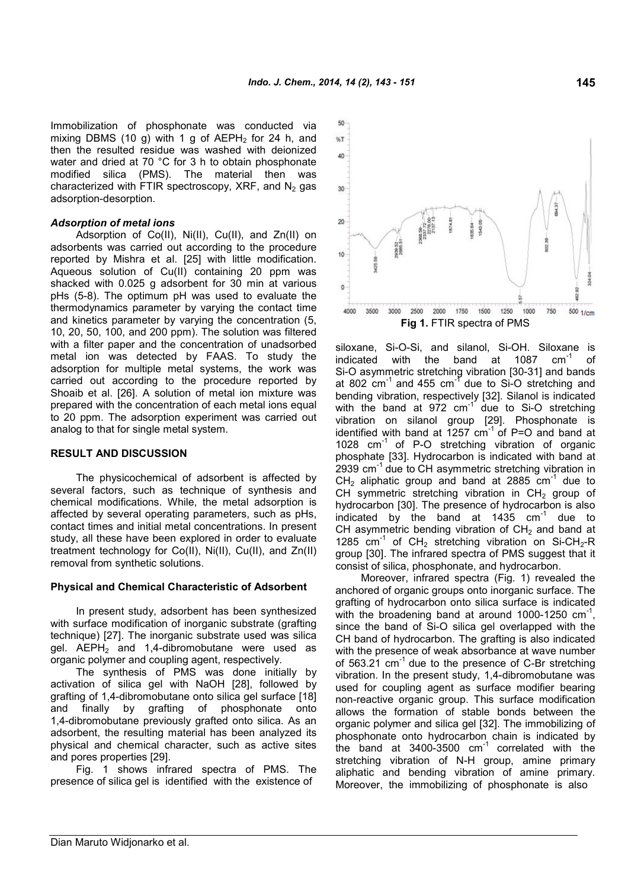Immobilization of phosphonate was conducted via mixing DBMS (10 g) with 1 g of $AEPH_2$ for 24 h, and then the resulted residue was washed with deionized water and dried at 70 °C for 3 h to obtain phosphonate modified silica (PMS). The material then was characterized with FTIR spectroscopy, XRF, and $N_2$ gas adsorption-desorption.

### *Adsorption of metal ions*

Adsorption of Co(II), Ni(II), Cu(II), and Zn(II) on adsorbents was carried out according to the procedure reported by Mishra et al. [25] with little modification. Aqueous solution of Cu(II) containing 20 ppm was shacked with 0.025 g adsorbent for 30 min at various pHs (5-8). The optimum pH was used to evaluate the thermodynamics parameter by varying the contact time and kinetics parameter by varying the concentration (5, 10, 20, 50, 100, and 200 ppm). The solution was filtered with a filter paper and the concentration of unadsorbed metal ion was detected by FAAS. To study the adsorption for multiple metal systems, the work was carried out according to the procedure reported by Shoaib et al. [26]. A solution of metal ion mixture was prepared with the concentration of each metal ions equal to 20 ppm. The adsorption experiment was carried out analog to that for single metal system.

## RESULT AND DISCUSSION

The physicochemical of adsorbent is affected by several factors, such as technique of synthesis and chemical modifications. While, the metal adsorption is affected by several operating parameters, such as pHs, contact times and initial metal concentrations. In present study, all these have been explored in order to evaluate treatment technology for Co(II), Ni(II), Cu(II), and Zn(II) removal from synthetic solutions.

### Physical and Chemical Characteristic of Adsorbent

In present study, adsorbent has been synthesized with surface modification of inorganic substrate (grafting technique) [27]. The inorganic substrate used was silica gel. $AEPH_2$ and 1,4-dibromobutane were used as organic polymer and coupling agent, respectively.

The synthesis of PMS was done initially by activation of silica gel with NaOH [28], followed by grafting of 1,4-dibromobutane onto silica gel surface [18] and finally by grafting of phosphonate onto 1,4-dibromobutane previously grafted onto silica. As an adsorbent, the resulting material has been analyzed its physical and chemical character, such as active sites and pores properties [29].

Fig. 1 shows infrared spectra of PMS. The presence of silica gel is identified with the existence of siloxane, Si-O-Si, and silanol, Si-OH. Siloxane is indicated with the band at 1087 $cm^{-1}$ of Si-O asymmetric stretching vibration [30-31] and bands at 802 $cm^{-1}$ and 455 $cm^{-1}$ due to Si-O stretching and bending vibration, respectively [32]. Silanol is indicated with the band at 972 $cm^{-1}$ due to Si-O stretching vibration on silanol group [29]. Phosphonate is identified with band at 1257 $cm^{-1}$ of P=O and band at 1028 $cm^{-1}$ of P-O stretching vibration of organic phosphate [33]. Hydrocarbon is indicated with band at 2939 $cm^{-1}$ due to CH asymmetric stretching vibration in $CH_2$ aliphatic group and band at 2885 $cm^{-1}$ due to CH symmetric stretching vibration in $CH_2$ group of hydrocarbon [30]. The presence of hydrocarbon is also indicated by the band at 1435 $cm^{-1}$ due to CH asymmetric bending vibration of $CH_2$ and band at 1285 $cm^{-1}$ of $CH_2$ stretching vibration on Si-$CH_2$-R group [30]. The infrared spectra of PMS suggest that it consist of silica, phosphonate, and hydrocarbon.

**Fig 1.** FTIR spectra of PMS

Moreover, infrared spectra (Fig. 1) revealed the anchored of organic groups onto inorganic surface. The grafting of hydrocarbon onto silica surface is indicated with the broadening band at around 1000-1250 $cm^{-1}$, since the band of Si-O silica gel overlapped with the CH band of hydrocarbon. The grafting is also indicated with the presence of weak absorbance at wave number of 563.21 $cm^{-1}$ due to the presence of C-Br stretching vibration. In the present study, 1,4-dibromobutane was used for coupling agent as surface modifier bearing non-reactive organic group. This surface modification allows the formation of stable bonds between the organic polymer and silica gel [32]. The immobilizing of phosphonate onto hydrocarbon chain is indicated by the band at 3400-3500 $cm^{-1}$ correlated with the stretching vibration of N-H group, amine primary aliphatic and bending vibration of amine primary. Moreover, the immobilizing of phosphonate is also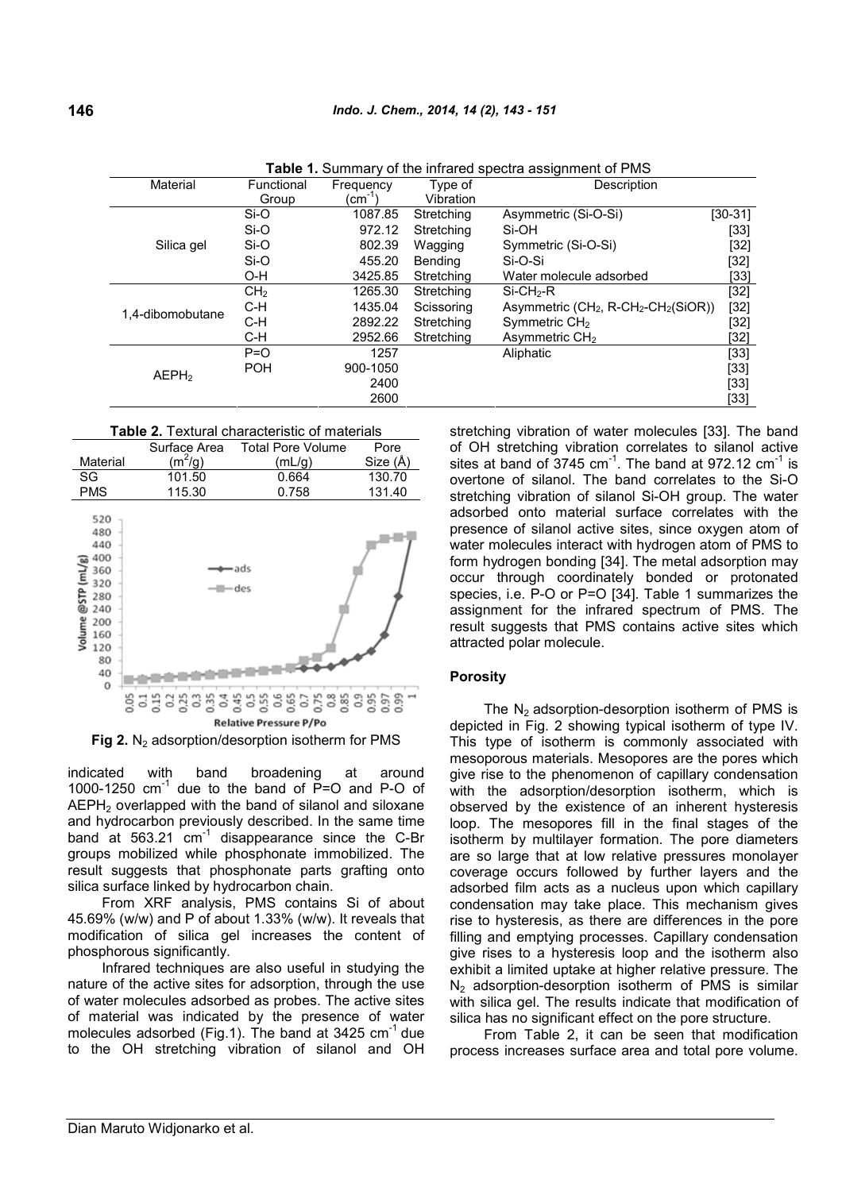**Table 1.** Summary of the infrared spectra assignment of PMS

| Material | Functional Group | Frequency ($cm^{-1}$) | Type of Vibration | Description | |
|---|---|---|---|---|---|
| Silica gel | Si-O | 1087.85 | Stretching | Asymmetric (Si-O-Si) | [30-31] |
| | Si-O | 972.12 | Stretching | Si-OH | [33] |
| | Si-O | 802.39 | Wagging | Symmetric (Si-O-Si) | [32] |
| | Si-O | 455.20 | Bending | Si-O-Si | [32] |
| | O-H | 3425.85 | Stretching | Water molecule adsorbed | [33] |
| 1,4-dibomobutane | $CH_2$ | 1265.30 | Stretching | Si-$CH_2$-R | [32] |
| | C-H | 1435.04 | Scissoring | Asymmetric ($CH_2$, R-$CH_2$-$CH_2$(SiOR)) | [32] |
| | C-H | 2892.22 | Stretching | Symmetric $CH_2$ | [32] |
| | C-H | 2952.66 | Stretching | Asymmetric $CH_2$ | [32] |
| $AEPH_2$ | P=O | 1257 | | Aliphatic | [33] |
| | POH | 900-1050 | | | [33] |
| | | 2400 | | | [33] |
| | | 2600 | | | [33] |

**Table 2.** Textural characteristic of materials

| Material | Surface Area ($m^2$/g) | Total Pore Volume (mL/g) | Pore Size (Å) |
|---|---|---|---|
| SG | 101.50 | 0.664 | 130.70 |
| PMS | 115.30 | 0.758 | 131.40 |

**Fig 2.** $N_2$ adsorption/desorption isotherm for PMS

indicated with band broadening at around 1000-1250 $cm^{-1}$ due to the band of P=O and P-O of $AEPH_2$ overlapped with the band of silanol and siloxane and hydrocarbon previously described. In the same time band at 563.21 $cm^{-1}$ disappearance since the C-Br groups mobilized while phosphonate immobilized. The result suggests that phosphonate parts grafting onto silica surface linked by hydrocarbon chain.

From XRF analysis, PMS contains Si of about 45.69% (w/w) and P of about 1.33% (w/w). It reveals that modification of silica gel increases the content of phosphorous significantly.

Infrared techniques are also useful in studying the nature of the active sites for adsorption, through the use of water molecules adsorbed as probes. The active sites of material was indicated by the presence of water molecules adsorbed (Fig.1). The band at 3425 $cm^{-1}$ due to the OH stretching vibration of silanol and OH stretching vibration of water molecules [33]. The band of OH stretching vibration correlates to silanol active sites at band of 3745 $cm^{-1}$. The band at 972.12 $cm^{-1}$ is overtone of silanol. The band correlates to the Si-O stretching vibration of silanol Si-OH group. The water adsorbed onto material surface correlates with the presence of silanol active sites, since oxygen atom of water molecules interact with hydrogen atom of PMS to form hydrogen bonding [34]. The metal adsorption may occur through coordinately bonded or protonated species, i.e. P-O or P=O [34]. Table 1 summarizes the assignment for the infrared spectrum of PMS. The result suggests that PMS contains active sites which attracted polar molecule.

## Porosity

The $N_2$ adsorption-desorption isotherm of PMS is depicted in Fig. 2 showing typical isotherm of type IV. This type of isotherm is commonly associated with mesoporous materials. Mesopores are the pores which give rise to the phenomenon of capillary condensation with the adsorption/desorption isotherm, which is observed by the existence of an inherent hysteresis loop. The mesopores fill in the final stages of the isotherm by multilayer formation. The pore diameters are so large that at low relative pressures monolayer coverage occurs followed by further layers and the adsorbed film acts as a nucleus upon which capillary condensation may take place. This mechanism gives rise to hysteresis, as there are differences in the pore filling and emptying processes. Capillary condensation give rises to a hysteresis loop and the isotherm also exhibit a limited uptake at higher relative pressure. The $N_2$ adsorption-desorption isotherm of PMS is similar with silica gel. The results indicate that modification of silica has no significant effect on the pore structure.

From Table 2, it can be seen that modification process increases surface area and total pore volume.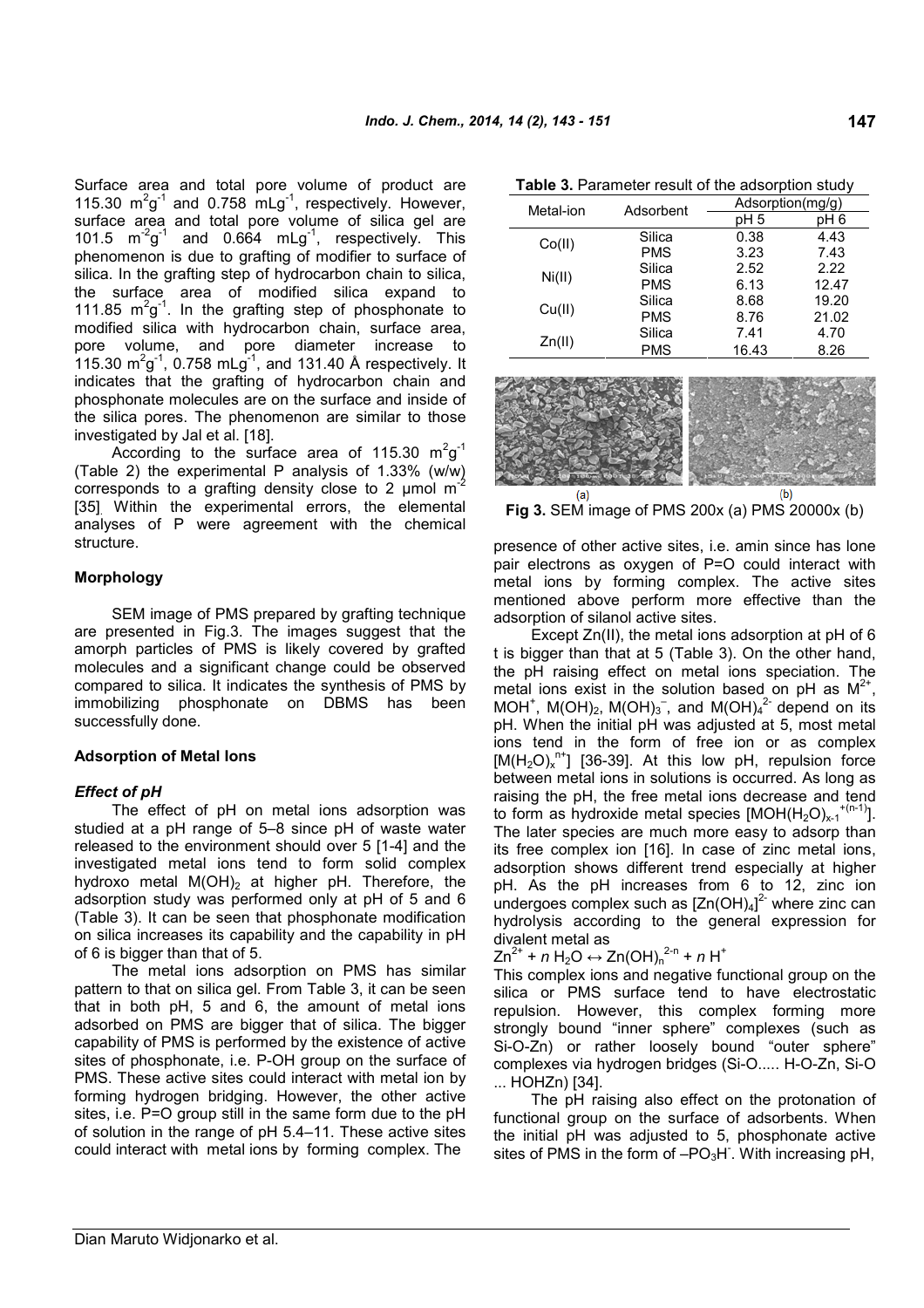Surface area and total pore volume of product are 115.30 $m^2g^{-1}$ and 0.758 $mLg^{-1}$, respectively. However, surface area and total pore volume of silica gel are 101.5 $m^2g^{-1}$ and 0.664 $mLg^{-1}$, respectively. This phenomenon is due to grafting of modifier to surface of silica. In the grafting step of hydrocarbon chain to silica, the surface area of modified silica expand to 111.85 $m^2g^{-1}$. In the grafting step of phosphonate to modified silica with hydrocarbon chain, surface area, pore volume, and pore diameter increase to 115.30 $m^2g^{-1}$, 0.758 $mLg^{-1}$, and 131.40 Å respectively. It indicates that the grafting of hydrocarbon chain and phosphonate molecules are on the surface and inside of the silica pores. The phenomenon are similar to those investigated by Jal et al. [18].

According to the surface area of 115.30 $m^2g^{-1}$ (Table 2) the experimental P analysis of 1.33% (w/w) corresponds to a grafting density close to 2 µmol $m^{-2}$ [35]. Within the experimental errors, the elemental analyses of P were agreement with the chemical structure.

## Morphology

SEM image of PMS prepared by grafting technique are presented in Fig.3. The images suggest that the amorph particles of PMS is likely covered by grafted molecules and a significant change could be observed compared to silica. It indicates the synthesis of PMS by immobilizing phosphonate on DBMS has been successfully done.

## Adsorption of Metal Ions

### *Effect of pH*

The effect of pH on metal ions adsorption was studied at a pH range of 5–8 since pH of waste water released to the environment should over 5 [1-4] and the investigated metal ions tend to form solid complex hydroxo metal $M(OH)_2$ at higher pH. Therefore, the adsorption study was performed only at pH of 5 and 6 (Table 3). It can be seen that phosphonate modification on silica increases its capability and the capability in pH of 6 is bigger than that of 5.

The metal ions adsorption on PMS has similar pattern to that on silica gel. From Table 3, it can be seen that in both pH, 5 and 6, the amount of metal ions adsorbed on PMS are bigger that of silica. The bigger capability of PMS is performed by the existence of active sites of phosphonate, i.e. P-OH group on the surface of PMS. These active sites could interact with metal ion by forming hydrogen bridging. However, the other active sites, i.e. P=O group still in the same form due to the pH of solution in the range of pH 5.4–11. These active sites could interact with metal ions by forming complex. The

**Table 3.** Parameter result of the adsorption study

| Metal-ion | Adsorbent | Adsorption(mg/g) | |
|---|---|---|---|
| | | pH 5 | pH 6 |
| Co(II) | Silica | 0.38 | 4.43 |
| | PMS | 3.23 | 7.43 |
| Ni(II) | Silica | 2.52 | 2.22 |
| | PMS | 6.13 | 12.47 |
| Cu(II) | Silica | 8.68 | 19.20 |
| | PMS | 8.76 | 21.02 |
| Zn(II) | Silica | 7.41 | 4.70 |
| | PMS | 16.43 | 8.26 |

(a) (b)

**Fig 3.** SEM image of PMS 200x (a) PMS 20000x (b)

presence of other active sites, i.e. amin since has lone pair electrons as oxygen of P=O could interact with metal ions by forming complex. The active sites mentioned above perform more effective than the adsorption of silanol active sites.

Except Zn(II), the metal ions adsorption at pH of 6 t is bigger than that at 5 (Table 3). On the other hand, the pH raising effect on metal ions speciation. The metal ions exist in the solution based on pH as $M^{2+}$, $MOH^+$, $M(OH)_2$, $M(OH)_3^-$, and $M(OH)_4^{2-}$ depend on its pH. When the initial pH was adjusted at 5, most metal ions tend in the form of free ion or as complex $[M(H_2O)_x^{n+}]$ [36-39]. At this low pH, repulsion force between metal ions in solutions is occurred. As long as raising the pH, the free metal ions decrease and tend to form as hydroxide metal species $[MOH(H_2O)_{x-1}^{+(n-1)}]$. The later species are much more easy to adsorp than its free complex ion [16]. In case of zinc metal ions, adsorption shows different trend especially at higher pH. As the pH increases from 6 to 12, zinc ion undergoes complex such as $[Zn(OH)_4]^{2-}$ where zinc can hydrolysis according to the general expression for divalent metal as

$$Zn^{2+} + n\,H_2O \leftrightarrow Zn(OH)_n^{2-n} + n\,H^+$$

This complex ions and negative functional group on the silica or PMS surface tend to have electrostatic repulsion. However, this complex forming more strongly bound "inner sphere" complexes (such as Si-O-Zn) or rather loosely bound "outer sphere" complexes via hydrogen bridges (Si-O..... H-O-Zn, Si-O ... HOHZn) [34].

The pH raising also effect on the protonation of functional group on the surface of adsorbents. When the initial pH was adjusted to 5, phosphonate active sites of PMS in the form of $-PO_3H^-$. With increasing pH,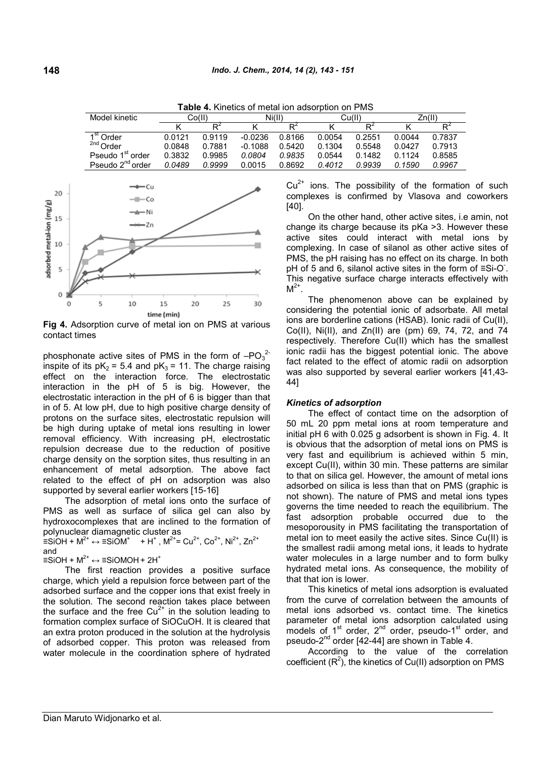**Table 4.** Kinetics of metal ion adsorption on PMS

| Model kinetic | Co(II) | | Ni(II) | | Cu(II) | | Zn(II) | |
|---|---|---|---|---|---|---|---|---|
| | K | $R^2$ | K | $R^2$ | K | $R^2$ | K | $R^2$ |
| 1[st] Order | 0.0121 | 0.9119 | -0.0236 | 0.8166 | 0.0054 | 0.2551 | 0.0044 | 0.7837 |
| [2nd] Order | 0.0848 | 0.7881 | -0.1088 | 0.5420 | 0.1304 | 0.5548 | 0.0427 | 0.7913 |
| Pseudo 1[st] order | 0.3832 | 0.9985 | *0.0804* | *0.9835* | 0.0544 | 0.1482 | 0.1124 | 0.8585 |
| Pseudo 2[nd] order | *0.0489* | *0.9999* | 0.0015 | 0.8692 | *0.4012* | *0.9939* | *0.1590* | *0.9967* |

**Fig 4.** Adsorption curve of metal ion on PMS at various contact times

phosphonate active sites of PMS in the form of $-PO_3^{2-}$ inspite of its $pK_2 = 5.4$ and $pK_3 = 11$. The charge raising effect on the interaction force. The electrostatic interaction in the pH of 5 is big. However, the electrostatic interaction in the pH of 6 is bigger than that in of 5. At low pH, due to high positive charge density of protons on the surface sites, electrostatic repulsion will be high during uptake of metal ions resulting in lower removal efficiency. With increasing pH, electrostatic repulsion decrease due to the reduction of positive charge density on the sorption sites, thus resulting in an enhancement of metal adsorption. The above fact related to the effect of pH on adsorption was also supported by several earlier workers [15-16]

The adsorption of metal ions onto the surface of PMS as well as surface of silica gel can also by hydroxocomplexes that are inclined to the formation of polynuclear diamagnetic cluster as

$\equiv SiOH + M^{2+} \leftrightarrow \equiv SiOM^{+} + H^{+}$ , $M^{2+} = Cu^{2+}, Co^{2+}, Ni^{2+}, Zn^{2+}$

and

$\equiv SiOH + M^{2+} \leftrightarrow \equiv SiOMOH + 2H^{+}$

The first reaction provides a positive surface charge, which yield a repulsion force between part of the adsorbed surface and the copper ions that exist freely in the solution. The second reaction takes place between the surface and the free $Cu^{2+}$ in the solution leading to formation complex surface of SiOCuOH. It is cleared that an extra proton produced in the solution at the hydrolysis of adsorbed copper. This proton was released from water molecule in the coordination sphere of hydrated $Cu^{2+}$ ions. The possibility of the formation of such complexes is confirmed by Vlasova and coworkers [40].

On the other hand, other active sites, i.e amin, not change its charge because its pKa >3. However these active sites could interact with metal ions by complexing. In case of silanol as other active sites of PMS, the pH raising has no effect on its charge. In both pH of 5 and 6, silanol active sites in the form of $\equiv Si\text{-}O^{-}$. This negative surface charge interacts effectively with $M^{2+}$.

The phenomenon above can be explained by considering the potential ionic of adsorbate. All metal ions are borderline cations (HSAB). Ionic radii of Cu(II), Co(II), Ni(II), and Zn(II) are (pm) 69, 74, 72, and 74 respectively. Therefore Cu(II) which has the smallest ionic radii has the biggest potential ionic. The above fact related to the effect of atomic radii on adsorption was also supported by several earlier workers [41,43-44]

### *Kinetics of adsorption*

The effect of contact time on the adsorption of 50 mL 20 ppm metal ions at room temperature and initial pH 6 with 0.025 g adsorbent is shown in Fig. 4. It is obvious that the adsorption of metal ions on PMS is very fast and equilibrium is achieved within 5 min, except Cu(II), within 30 min. These patterns are similar to that on silica gel. However, the amount of metal ions adsorbed on silica is less than that on PMS (graphic is not shown). The nature of PMS and metal ions types governs the time needed to reach the equilibrium. The fast adsorption probable occurred due to the mesoporousity in PMS facilitating the transportation of metal ion to meet easily the active sites. Since Cu(II) is the smallest radii among metal ions, it leads to hydrate water molecules in a large number and to form bulky hydrated metal ions. As consequence, the mobility of that that ion is lower.

This kinetics of metal ions adsorption is evaluated from the curve of correlation between the amounts of metal ions adsorbed vs. contact time. The kinetics parameter of metal ions adsorption calculated using models of 1[st] order, 2[nd] order, pseudo-1[st] order, and pseudo-2[nd] order [42-44] are shown in Table 4.

According to the value of the correlation coefficient ($R^2$), the kinetics of Cu(II) adsorption on PMS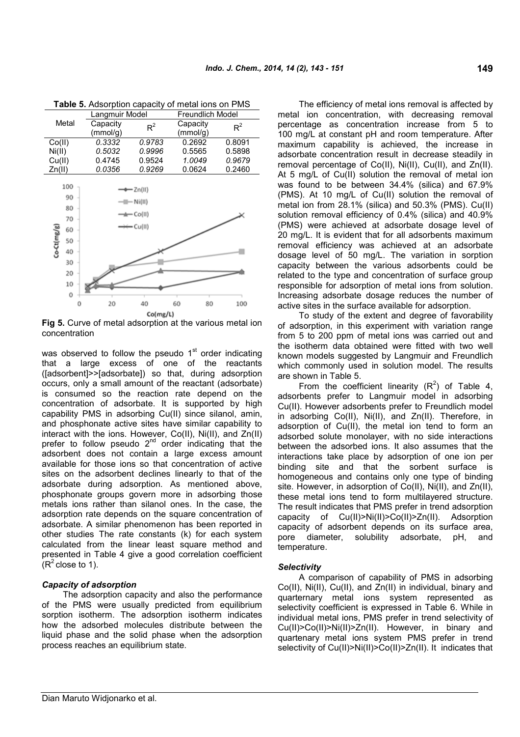**Table 5.** Adsorption capacity of metal ions on PMS

| Metal | Langmuir Model | | Freundlich Model | |
|---|---|---|---|---|
| | Capacity (mmol/g) | $R^2$ | Capacity (mmol/g) | $R^2$ |
| Co(II) | *0.3332* | *0.9783* | 0.2692 | 0.8091 |
| Ni(II) | *0.5032* | *0.9996* | 0.5565 | 0.5898 |
| Cu(II) | 0.4745 | 0.9524 | *1.0049* | *0.9679* |
| Zn(II) | *0.0356* | *0.9269* | 0.0624 | 0.2460 |

**Fig 5.** Curve of metal adsorption at the various metal ion concentration

was observed to follow the pseudo 1st order indicating that a large excess of one of the reactants ([adsorbent]>>[adsorbate]) so that, during adsorption occurs, only a small amount of the reactant (adsorbate) is consumed so the reaction rate depend on the concentration of adsorbate. It is supported by high capability PMS in adsorbing Cu(II) since silanol, amin, and phosphonate active sites have similar capability to interact with the ions. However, Co(II), Ni(II), and Zn(II) prefer to follow pseudo 2nd order indicating that the adsorbent does not contain a large excess amount available for those ions so that concentration of active sites on the adsorbent declines linearly to that of the adsorbate during adsorption. As mentioned above, phosphonate groups govern more in adsorbing those metals ions rather than silanol ones. In the case, the adsorption rate depends on the square concentration of adsorbate. A similar phenomenon has been reported in other studies The rate constants (k) for each system calculated from the linear least square method and presented in Table 4 give a good correlation coefficient ($R^2$ close to 1).

### *Capacity of adsorption*

The adsorption capacity and also the performance of the PMS were usually predicted from equilibrium sorption isotherm. The adsorption isotherm indicates how the adsorbed molecules distribute between the liquid phase and the solid phase when the adsorption process reaches an equilibrium state.

The efficiency of metal ions removal is affected by metal ion concentration, with decreasing removal percentage as concentration increase from 5 to 100 mg/L at constant pH and room temperature. After maximum capability is achieved, the increase in adsorbate concentration result in decrease steadily in removal percentage of Co(II), Ni(II), Cu(II), and Zn(II). At 5 mg/L of Cu(II) solution the removal of metal ion was found to be between 34.4% (silica) and 67.9% (PMS). At 10 mg/L of Cu(II) solution the removal of metal ion from 28.1% (silica) and 50.3% (PMS). Cu(II) solution removal efficiency of 0.4% (silica) and 40.9% (PMS) were achieved at adsorbate dosage level of 20 mg/L. It is evident that for all adsorbents maximum removal efficiency was achieved at an adsorbate dosage level of 50 mg/L. The variation in sorption capacity between the various adsorbents could be related to the type and concentration of surface group responsible for adsorption of metal ions from solution. Increasing adsorbate dosage reduces the number of active sites in the surface available for adsorption.

To study of the extent and degree of favorability of adsorption, in this experiment with variation range from 5 to 200 ppm of metal ions was carried out and the isotherm data obtained were fitted with two well known models suggested by Langmuir and Freundlich which commonly used in solution model. The results are shown in Table 5.

From the coefficient linearity ($R^2$) of Table 4, adsorbents prefer to Langmuir model in adsorbing Cu(II). However adsorbents prefer to Freundlich model in adsorbing Co(II), Ni(II), and Zn(II). Therefore, in adsorption of Cu(II), the metal ion tend to form an adsorbed solute monolayer, with no side interactions between the adsorbed ions. It also assumes that the interactions take place by adsorption of one ion per binding site and that the sorbent surface is homogeneous and contains only one type of binding site. However, in adsorption of Co(II), Ni(II), and Zn(II), these metal ions tend to form multilayered structure. The result indicates that PMS prefer in trend adsorption capacity of Cu(II)>Ni(II)>Co(II)>Zn(II). Adsorption capacity of adsorbent depends on its surface area, pore diameter, solubility adsorbate, pH, and temperature.

### *Selectivity*

A comparison of capability of PMS in adsorbing Co(II), Ni(II), Cu(II), and Zn(II) in individual, binary and quarternary metal ions system represented as selectivity coefficient is expressed in Table 6. While in individual metal ions, PMS prefer in trend selectivity of Cu(II)>Co(II)>Ni(II)>Zn(II). However, in binary and quartenary metal ions system PMS prefer in trend selectivity of Cu(II)>Ni(II)>Co(II)>Zn(II). It indicates that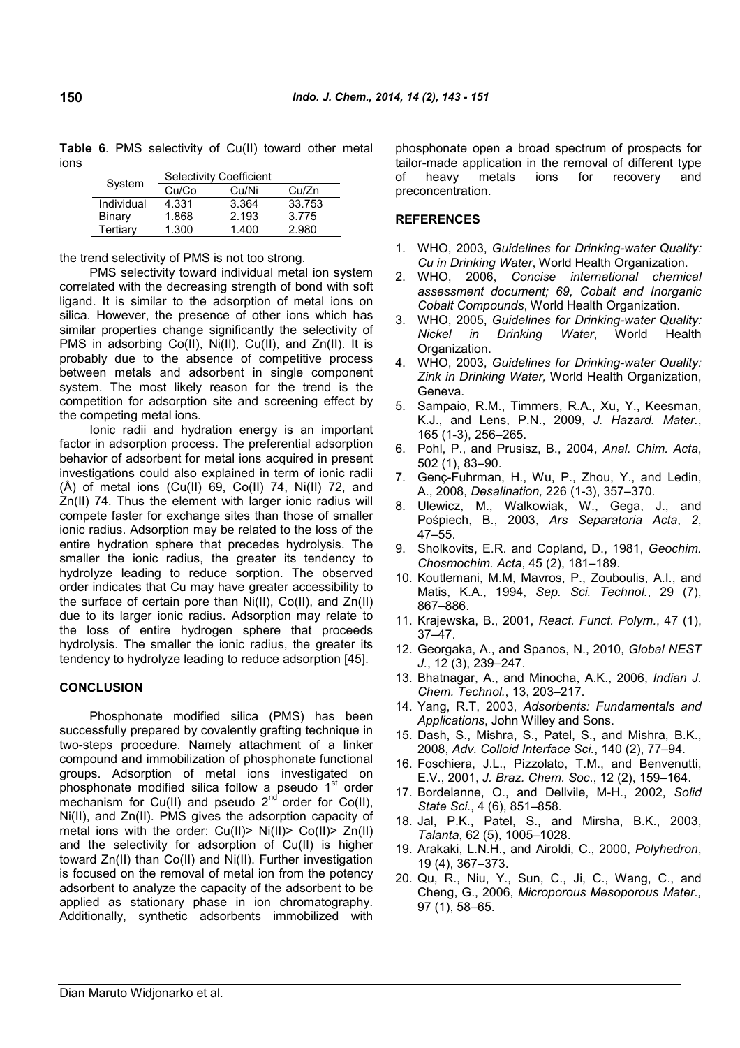**Table 6**. PMS selectivity of Cu(II) toward other metal ions

| System | Selectivity Coefficient | | |
|---|---|---|---|
| | Cu/Co | Cu/Ni | Cu/Zn |
| Individual | 4.331 | 3.364 | 33.753 |
| Binary | 1.868 | 2.193 | 3.775 |
| Tertiary | 1.300 | 1.400 | 2.980 |

the trend selectivity of PMS is not too strong.

PMS selectivity toward individual metal ion system correlated with the decreasing strength of bond with soft ligand. It is similar to the adsorption of metal ions on silica. However, the presence of other ions which has similar properties change significantly the selectivity of PMS in adsorbing Co(II), Ni(II), Cu(II), and Zn(II). It is probably due to the absence of competitive process between metals and adsorbent in single component system. The most likely reason for the trend is the competition for adsorption site and screening effect by the competing metal ions.

Ionic radii and hydration energy is an important factor in adsorption process. The preferential adsorption behavior of adsorbent for metal ions acquired in present investigations could also explained in term of ionic radii (Å) of metal ions (Cu(II) 69, Co(II) 74, Ni(II) 72, and Zn(II) 74. Thus the element with larger ionic radius will compete faster for exchange sites than those of smaller ionic radius. Adsorption may be related to the loss of the entire hydration sphere that precedes hydrolysis. The smaller the ionic radius, the greater its tendency to hydrolyze leading to reduce sorption. The observed order indicates that Cu may have greater accessibility to the surface of certain pore than Ni(II), Co(II), and Zn(II) due to its larger ionic radius. Adsorption may relate to the loss of entire hydrogen sphere that proceeds hydrolysis. The smaller the ionic radius, the greater its tendency to hydrolyze leading to reduce adsorption [45].

## CONCLUSION

Phosphonate modified silica (PMS) has been successfully prepared by covalently grafting technique in two-steps procedure. Namely attachment of a linker compound and immobilization of phosphonate functional groups. Adsorption of metal ions investigated on phosphonate modified silica follow a pseudo 1st order mechanism for Cu(II) and pseudo 2nd order for Co(II), Ni(II), and Zn(II). PMS gives the adsorption capacity of metal ions with the order: Cu(II)> Ni(II)> Co(II)> Zn(II) and the selectivity for adsorption of Cu(II) is higher toward Zn(II) than Co(II) and Ni(II). Further investigation is focused on the removal of metal ion from the potency adsorbent to analyze the capacity of the adsorbent to be applied as stationary phase in ion chromatography. Additionally, synthetic adsorbents immobilized with phosphonate open a broad spectrum of prospects for tailor-made application in the removal of different type of heavy metals ions for recovery and preconcentration.

## REFERENCES

1. WHO, 2003, *Guidelines for Drinking-water Quality: Cu in Drinking Water*, World Health Organization.
2. WHO, 2006, *Concise international chemical assessment document; 69, Cobalt and Inorganic Cobalt Compounds*, World Health Organization.
3. WHO, 2005, *Guidelines for Drinking-water Quality: Nickel in Drinking Water*, World Health Organization.
4. WHO, 2003, *Guidelines for Drinking-water Quality: Zink in Drinking Water,* World Health Organization, Geneva.
5. Sampaio, R.M., Timmers, R.A., Xu, Y., Keesman, K.J., and Lens, P.N., 2009, *J. Hazard. Mater.*, 165 (1-3), 256–265.
6. Pohl, P., and Prusisz, B., 2004, *Anal. Chim. Acta*, 502 (1), 83–90.
7. Genç-Fuhrman, H., Wu, P., Zhou, Y., and Ledin, A., 2008, *Desalination,* 226 (1-3), 357–370.
8. Ulewicz, M., Walkowiak, W., Gega, J., and Pośpiech, B., 2003, *Ars Separatoria Acta*, *2*, 47–55.
9. Sholkovits, E.R. and Copland, D., 1981, *Geochim. Chosmochim. Acta*, 45 (2), 181–189.
10. Koutlemani, M.M, Mavros, P., Zouboulis, A.I., and Matis, K.A., 1994, *Sep. Sci. Technol.*, 29 (7), 867–886.
11. Krajewska, B., 2001, *React. Funct. Polym.*, 47 (1), 37–47.
12. Georgaka, A., and Spanos, N., 2010, *Global NEST J.*, 12 (3), 239–247.
13. Bhatnagar, A., and Minocha, A.K., 2006, *Indian J. Chem. Technol.*, 13, 203–217.
14. Yang, R.T, 2003, *Adsorbents: Fundamentals and Applications*, John Willey and Sons.
15. Dash, S., Mishra, S., Patel, S., and Mishra, B.K., 2008, *Adv. Colloid Interface Sci.*, 140 (2), 77–94.
16. Foschiera, J.L., Pizzolato, T.M., and Benvenutti, E.V., 2001, *J. Braz. Chem. Soc*., 12 (2), 159–164.
17. Bordelanne, O., and Dellvile, M-H., 2002, *Solid State Sci.*, 4 (6), 851–858.
18. Jal, P.K., Patel, S., and Mirsha, B.K., 2003, *Talanta*, 62 (5), 1005–1028.
19. Arakaki, L.N.H., and Airoldi, C., 2000, *Polyhedron*, 19 (4), 367–373.
20. Qu, R., Niu, Y., Sun, C., Ji, C., Wang, C., and Cheng, G., 2006, *Microporous Mesoporous Mater.,* 97 (1), 58–65.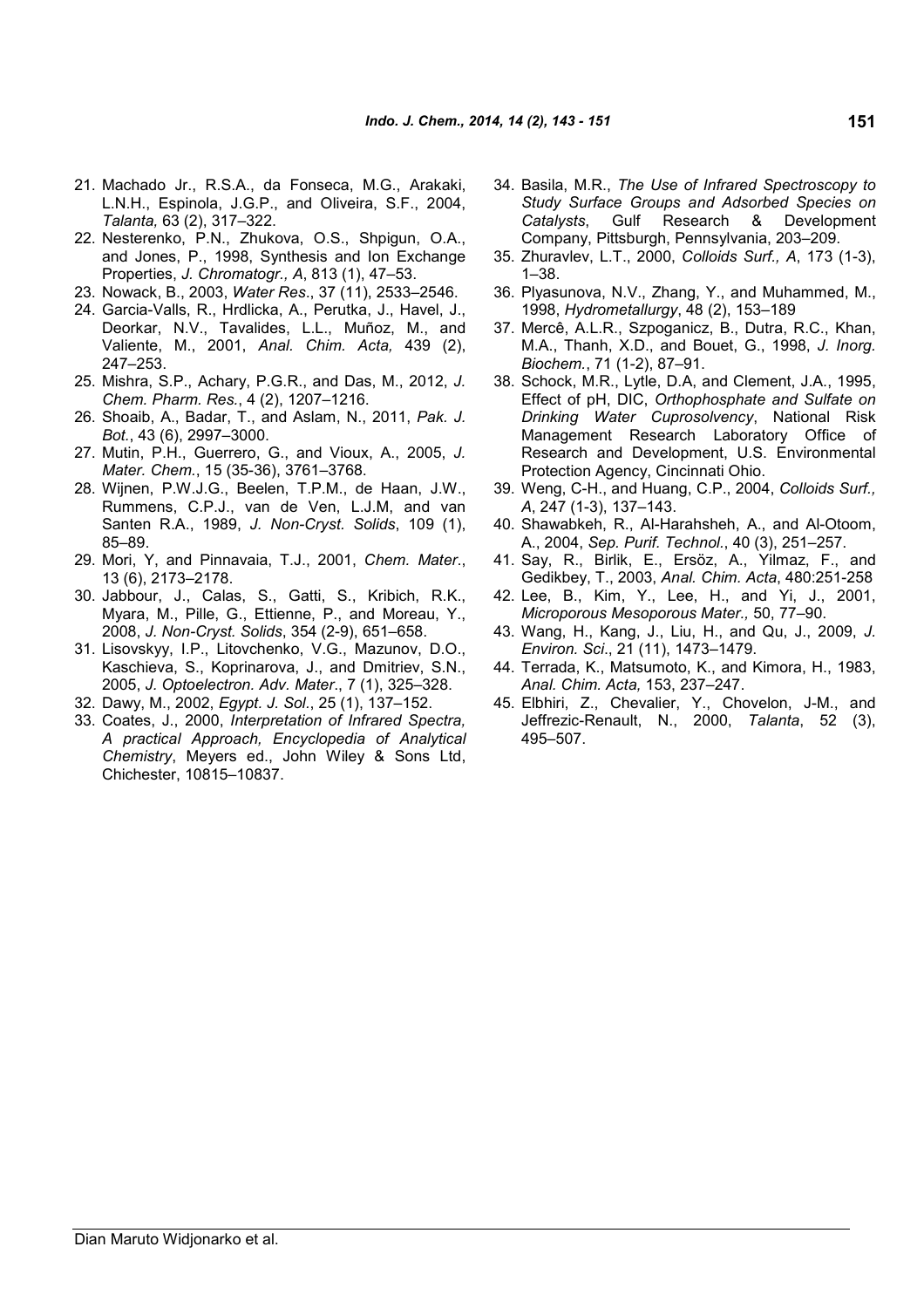21. Machado Jr., R.S.A., da Fonseca, M.G., Arakaki, L.N.H., Espinola, J.G.P., and Oliveira, S.F., 2004, *Talanta,* 63 (2), 317–322.
22. Nesterenko, P.N., Zhukova, O.S., Shpigun, O.A., and Jones, P., 1998, Synthesis and Ion Exchange Properties, *J. Chromatogr., A*, 813 (1), 47–53.
23. Nowack, B., 2003, *Water Res*., 37 (11), 2533–2546.
24. Garcia-Valls, R., Hrdlicka, A., Perutka, J., Havel, J., Deorkar, N.V., Tavalides, L.L., Muñoz, M., and Valiente, M., 2001, *Anal. Chim. Acta,* 439 (2), 247–253.
25. Mishra, S.P., Achary, P.G.R., and Das, M., 2012, *J. Chem. Pharm. Res.*, 4 (2), 1207–1216.
26. Shoaib, A., Badar, T., and Aslam, N., 2011, *Pak. J. Bot.*, 43 (6), 2997–3000.
27. Mutin, P.H., Guerrero, G., and Vioux, A., 2005, *J. Mater. Chem.*, 15 (35-36), 3761–3768.
28. Wijnen, P.W.J.G., Beelen, T.P.M., de Haan, J.W., Rummens, C.P.J., van de Ven, L.J.M, and van Santen R.A., 1989, *J. Non-Cryst. Solids*, 109 (1), 85–89.
29. Mori, Y, and Pinnavaia, T.J., 2001, *Chem. Mater*., 13 (6), 2173–2178.
30. Jabbour, J., Calas, S., Gatti, S., Kribich, R.K., Myara, M., Pille, G., Ettienne, P., and Moreau, Y., 2008, *J. Non-Cryst. Solids*, 354 (2-9), 651–658.
31. Lisovskyy, I.P., Litovchenko, V.G., Mazunov, D.O., Kaschieva, S., Koprinarova, J., and Dmitriev, S.N., 2005, *J. Optoelectron. Adv. Mater*., 7 (1), 325–328.
32. Dawy, M., 2002, *Egypt. J. Sol*., 25 (1), 137–152.
33. Coates, J., 2000, *Interpretation of Infrared Spectra, A practical Approach, Encyclopedia of Analytical Chemistry*, Meyers ed., John Wiley & Sons Ltd, Chichester, 10815–10837.
34. Basila, M.R., *The Use of Infrared Spectroscopy to Study Surface Groups and Adsorbed Species on Catalysts*, Gulf Research & Development Company, Pittsburgh, Pennsylvania, 203–209.
35. Zhuravlev, L.T., 2000, *Colloids Surf., A*, 173 (1-3), 1–38.
36. Plyasunova, N.V., Zhang, Y., and Muhammed, M., 1998, *Hydrometallurgy*, 48 (2), 153–189
37. Mercê, A.L.R., Szpoganicz, B., Dutra, R.C., Khan, M.A., Thanh, X.D., and Bouet, G., 1998, *J. Inorg. Biochem.*, 71 (1-2), 87–91.
38. Schock, M.R., Lytle, D.A, and Clement, J.A., 1995, Effect of pH, DIC, *Orthophosphate and Sulfate on Drinking Water Cuprosolvency*, National Risk Management Research Laboratory Office of Research and Development, U.S. Environmental Protection Agency, Cincinnati Ohio.
39. Weng, C-H., and Huang, C.P., 2004, *Colloids Surf., A*, 247 (1-3), 137–143.
40. Shawabkeh, R., Al-Harahsheh, A., and Al-Otoom, A., 2004, *Sep. Purif. Technol.*, 40 (3), 251–257.
41. Say, R., Birlik, E., Ersöz, A., Yilmaz, F., and Gedikbey, T., 2003, *Anal. Chim. Acta*, 480:251-258
42. Lee, B., Kim, Y., Lee, H., and Yi, J., 2001, *Microporous Mesoporous Mater.,* 50, 77–90.
43. Wang, H., Kang, J., Liu, H., and Qu, J., 2009, *J. Environ. Sci*., 21 (11), 1473–1479.
44. Terrada, K., Matsumoto, K., and Kimora, H., 1983, *Anal. Chim. Acta,* 153, 237–247.
45. Elbhiri, Z., Chevalier, Y., Chovelon, J-M., and Jeffrezic-Renault, N., 2000, *Talanta*, 52 (3), 495–507.